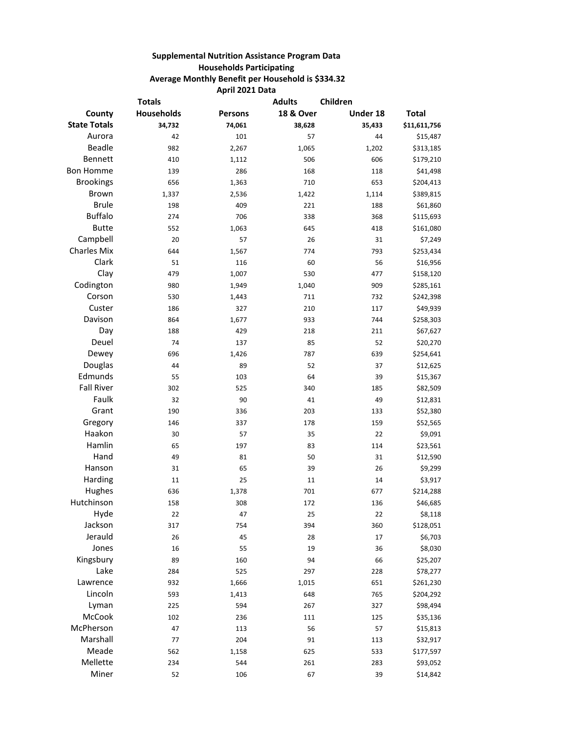**Supplemental Nutrition Assistance Program Data**
**Households Participating**
**Average Monthly Benefit per Household is $334.32**
**April 2021 Data**

| County | Totals Households | Persons | Adults 18 & Over | Children Under 18 | Total |
|---|---|---|---|---|---|
| **State Totals** | **34,732** | **74,061** | **38,628** | **35,433** | **$11,611,756** |
| Aurora | 42 | 101 | 57 | 44 | $15,487 |
| Beadle | 982 | 2,267 | 1,065 | 1,202 | $313,185 |
| Bennett | 410 | 1,112 | 506 | 606 | $179,210 |
| Bon Homme | 139 | 286 | 168 | 118 | $41,498 |
| Brookings | 656 | 1,363 | 710 | 653 | $204,413 |
| Brown | 1,337 | 2,536 | 1,422 | 1,114 | $389,815 |
| Brule | 198 | 409 | 221 | 188 | $61,860 |
| Buffalo | 274 | 706 | 338 | 368 | $115,693 |
| Butte | 552 | 1,063 | 645 | 418 | $161,080 |
| Campbell | 20 | 57 | 26 | 31 | $7,249 |
| Charles Mix | 644 | 1,567 | 774 | 793 | $253,434 |
| Clark | 51 | 116 | 60 | 56 | $16,956 |
| Clay | 479 | 1,007 | 530 | 477 | $158,120 |
| Codington | 980 | 1,949 | 1,040 | 909 | $285,161 |
| Corson | 530 | 1,443 | 711 | 732 | $242,398 |
| Custer | 186 | 327 | 210 | 117 | $49,939 |
| Davison | 864 | 1,677 | 933 | 744 | $258,303 |
| Day | 188 | 429 | 218 | 211 | $67,627 |
| Deuel | 74 | 137 | 85 | 52 | $20,270 |
| Dewey | 696 | 1,426 | 787 | 639 | $254,641 |
| Douglas | 44 | 89 | 52 | 37 | $12,625 |
| Edmunds | 55 | 103 | 64 | 39 | $15,367 |
| Fall River | 302 | 525 | 340 | 185 | $82,509 |
| Faulk | 32 | 90 | 41 | 49 | $12,831 |
| Grant | 190 | 336 | 203 | 133 | $52,380 |
| Gregory | 146 | 337 | 178 | 159 | $52,565 |
| Haakon | 30 | 57 | 35 | 22 | $9,091 |
| Hamlin | 65 | 197 | 83 | 114 | $23,561 |
| Hand | 49 | 81 | 50 | 31 | $12,590 |
| Hanson | 31 | 65 | 39 | 26 | $9,299 |
| Harding | 11 | 25 | 11 | 14 | $3,917 |
| Hughes | 636 | 1,378 | 701 | 677 | $214,288 |
| Hutchinson | 158 | 308 | 172 | 136 | $46,685 |
| Hyde | 22 | 47 | 25 | 22 | $8,118 |
| Jackson | 317 | 754 | 394 | 360 | $128,051 |
| Jerauld | 26 | 45 | 28 | 17 | $6,703 |
| Jones | 16 | 55 | 19 | 36 | $8,030 |
| Kingsbury | 89 | 160 | 94 | 66 | $25,207 |
| Lake | 284 | 525 | 297 | 228 | $78,277 |
| Lawrence | 932 | 1,666 | 1,015 | 651 | $261,230 |
| Lincoln | 593 | 1,413 | 648 | 765 | $204,292 |
| Lyman | 225 | 594 | 267 | 327 | $98,494 |
| McCook | 102 | 236 | 111 | 125 | $35,136 |
| McPherson | 47 | 113 | 56 | 57 | $15,813 |
| Marshall | 77 | 204 | 91 | 113 | $32,917 |
| Meade | 562 | 1,158 | 625 | 533 | $177,597 |
| Mellette | 234 | 544 | 261 | 283 | $93,052 |
| Miner | 52 | 106 | 67 | 39 | $14,842 |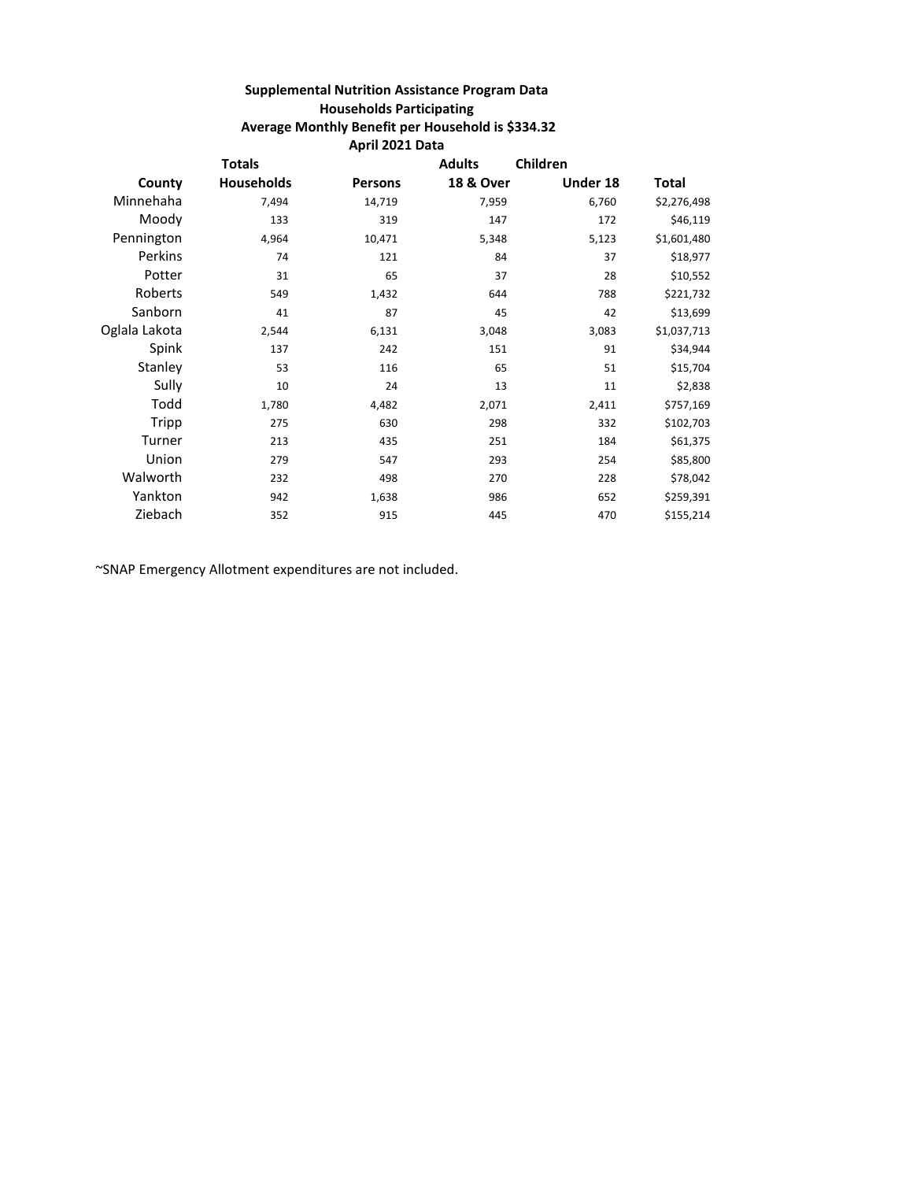**Supplemental Nutrition Assistance Program Data**
**Households Participating**
**Average Monthly Benefit per Household is $334.32**
**April 2021 Data**

| County | Totals Households | Persons | Adults 18 & Over | Children Under 18 | Total |
|---|---|---|---|---|---|
| Minnehaha | 7,494 | 14,719 | 7,959 | 6,760 | $2,276,498 |
| Moody | 133 | 319 | 147 | 172 | $46,119 |
| Pennington | 4,964 | 10,471 | 5,348 | 5,123 | $1,601,480 |
| Perkins | 74 | 121 | 84 | 37 | $18,977 |
| Potter | 31 | 65 | 37 | 28 | $10,552 |
| Roberts | 549 | 1,432 | 644 | 788 | $221,732 |
| Sanborn | 41 | 87 | 45 | 42 | $13,699 |
| Oglala Lakota | 2,544 | 6,131 | 3,048 | 3,083 | $1,037,713 |
| Spink | 137 | 242 | 151 | 91 | $34,944 |
| Stanley | 53 | 116 | 65 | 51 | $15,704 |
| Sully | 10 | 24 | 13 | 11 | $2,838 |
| Todd | 1,780 | 4,482 | 2,071 | 2,411 | $757,169 |
| Tripp | 275 | 630 | 298 | 332 | $102,703 |
| Turner | 213 | 435 | 251 | 184 | $61,375 |
| Union | 279 | 547 | 293 | 254 | $85,800 |
| Walworth | 232 | 498 | 270 | 228 | $78,042 |
| Yankton | 942 | 1,638 | 986 | 652 | $259,391 |
| Ziebach | 352 | 915 | 445 | 470 | $155,214 |

~SNAP Emergency Allotment expenditures are not included.